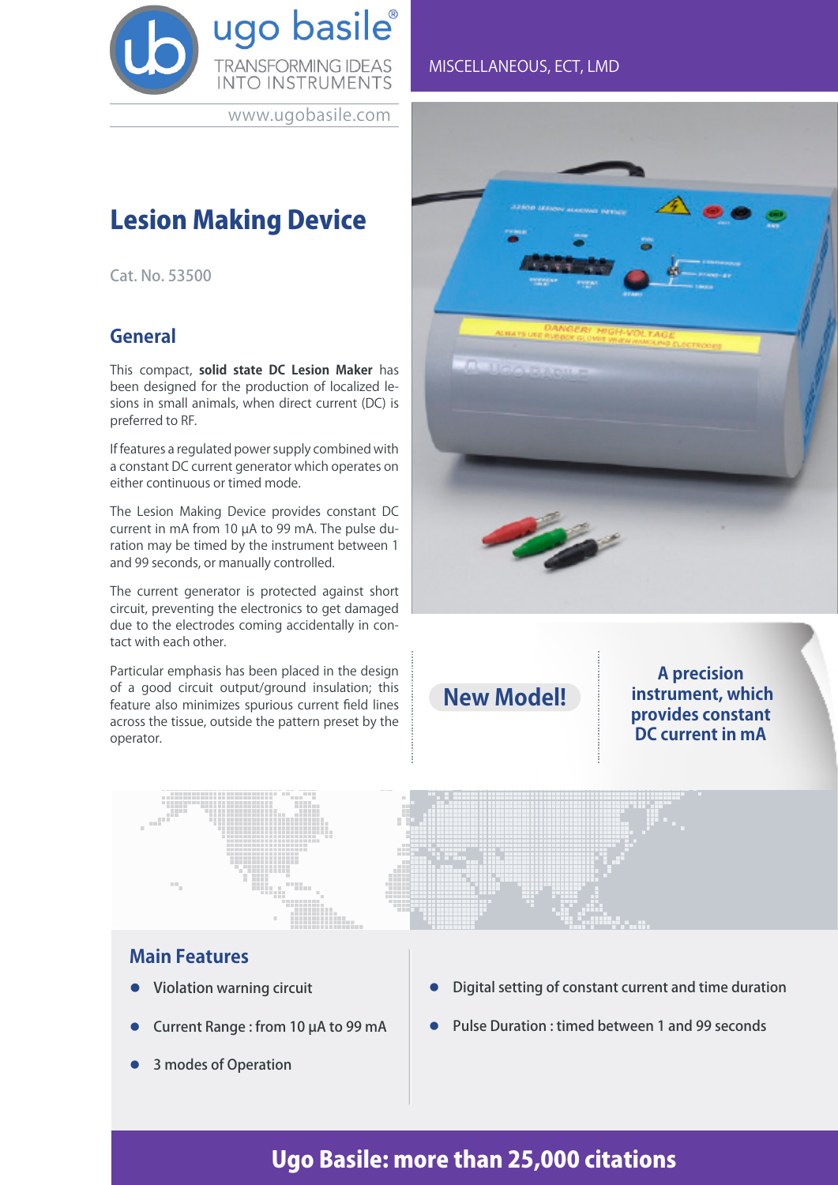ugo basile®
TRANSFORMING IDEAS INTO INSTRUMENTS
www.ugobasile.com

MISCELLANEOUS, ECT, LMD

# Lesion Making Device

Cat. No. 53500

## General

This compact, **solid state DC Lesion Maker** has been designed for the production of localized lesions in small animals, when direct current (DC) is preferred to RF.

If features a regulated power supply combined with a constant DC current generator which operates on either continuous or timed mode.

The Lesion Making Device provides constant DC current in mA from 10 μA to 99 mA. The pulse duration may be timed by the instrument between 1 and 99 seconds, or manually controlled.

The current generator is protected against short circuit, preventing the electronics to get damaged due to the electrodes coming accidentally in contact with each other.

Particular emphasis has been placed in the design of a good circuit output/ground insulation; this feature also minimizes spurious current field lines across the tissue, outside the pattern preset by the operator.

**New Model!**

**A precision instrument, which provides constant DC current in mA**

## Main Features

- Violation warning circuit
- Current Range : from 10 μA to 99 mA
- 3 modes of Operation
- Digital setting of constant current and time duration
- Pulse Duration : timed between 1 and 99 seconds

**Ugo Basile: more than 25,000 citations**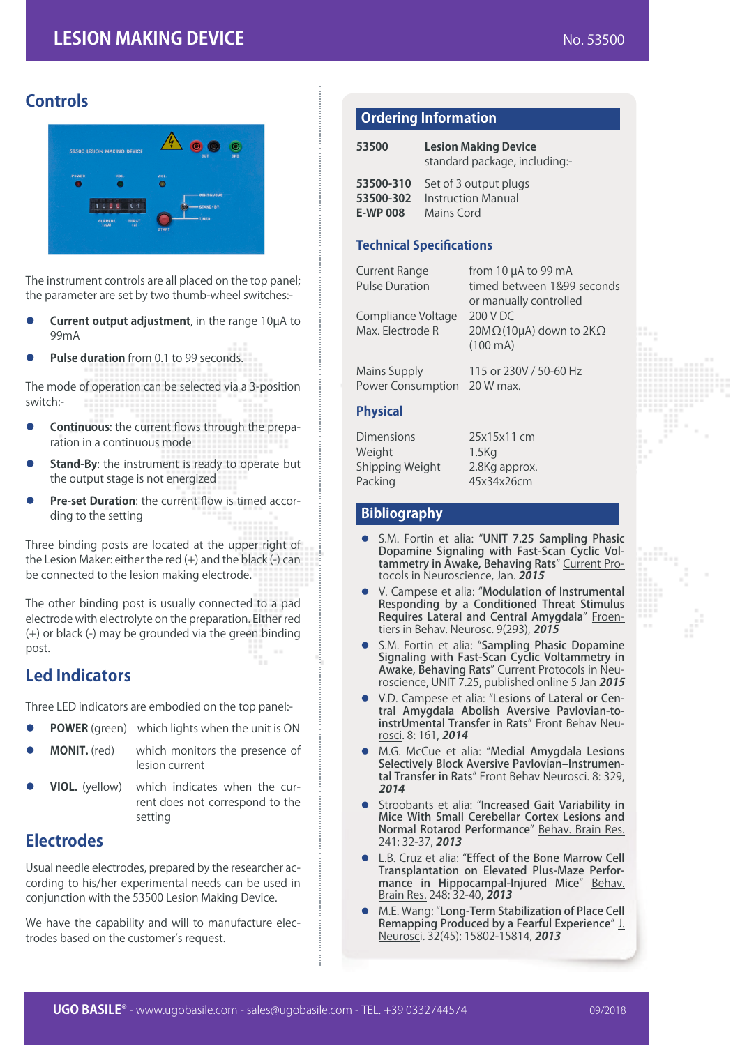## Controls

The instrument controls are all placed on the top panel; the parameter are set by two thumb-wheel switches:-

- **Current output adjustment**, in the range 10µA to 99mA
- **Pulse duration** from 0.1 to 99 seconds.

The mode of operation can be selected via a 3-position switch:-

- **Continuous**: the current flows through the preparation in a continuous mode
- **Stand-By**: the instrument is ready to operate but the output stage is not energized
- **Pre-set Duration**: the current flow is timed according to the setting

Three binding posts are located at the upper right of the Lesion Maker: either the red (+) and the black (-) can be connected to the lesion making electrode.

The other binding post is usually connected to a pad electrode with electrolyte on the preparation. Either red (+) or black (-) may be grounded via the green binding post.

## Led Indicators

Three LED indicators are embodied on the top panel:-

- **POWER** (green) which lights when the unit is ON
- **MONIT.** (red) which monitors the presence of lesion current
- **VIOL.** (yellow) which indicates when the current does not correspond to the setting

## Electrodes

Usual needle electrodes, prepared by the researcher according to his/her experimental needs can be used in conjunction with the 53500 Lesion Making Device.

We have the capability and will to manufacture electrodes based on the customer's request.

## Ordering Information

| | |
|---|---|
| **53500** | **Lesion Making Device** standard package, including:- |
| **53500-310** | Set of 3 output plugs |
| **53500-302** | Instruction Manual |
| **E-WP 008** | Mains Cord |

### Technical Specifications

| | |
|---|---|
| Current Range | from 10 µA to 99 mA |
| Pulse Duration | timed between 1&99 seconds or manually controlled |
| Compliance Voltage | 200 V DC |
| Max. Electrode R | 20MΩ(10µA) down to 2KΩ (100 mA) |
| Mains Supply | 115 or 230V / 50-60 Hz |
| Power Consumption | 20 W max. |

### Physical

| | |
|---|---|
| Dimensions | 25x15x11 cm |
| Weight | 1.5Kg |
| Shipping Weight | 2.8Kg approx. |
| Packing | 45x34x26cm |

## Bibliography

- S.M. Fortin et alia: "**UNIT 7.25 Sampling Phasic Dopamine Signaling with Fast-Scan Cyclic Voltammetry in Awake, Behaving Rats**" Current Protocols in Neuroscience, Jan. ***2015***
- V. Campese et alia: "**Modulation of Instrumental Responding by a Conditioned Threat Stimulus Requires Lateral and Central Amygdala**" Frontiers in Behav. Neurosc. 9(293), ***2015***
- S.M. Fortin et alia: "**Sampling Phasic Dopamine Signaling with Fast-Scan Cyclic Voltammetry in Awake, Behaving Rats**" Current Protocols in Neuroscience, UNIT 7.25, published online 5 Jan ***2015***
- V.D. Campese et alia: "**Lesions of Lateral or Central Amygdala Abolish Aversive Pavlovian-to-instrUmental Transfer in Rats**" Front Behav Neurosci. 8: 161, ***2014***
- M.G. McCue et alia: "**Medial Amygdala Lesions Selectively Block Aversive Pavlovian–Instrumental Transfer in Rats**" Front Behav Neurosci. 8: 329, ***2014***
- Stroobants et alia: "**Increased Gait Variability in Mice With Small Cerebellar Cortex Lesions and Normal Rotarod Performance**" Behav. Brain Res. 241: 32-37, ***2013***
- L.B. Cruz et alia: "**Effect of the Bone Marrow Cell Transplantation on Elevated Plus-Maze Performance in Hippocampal-Injured Mice**" Behav. Brain Res. 248: 32-40, ***2013***
- M.E. Wang: "**Long-Term Stabilization of Place Cell Remapping Produced by a Fearful Experience**" J. Neurosci. 32(45): 15802-15814, ***2013***